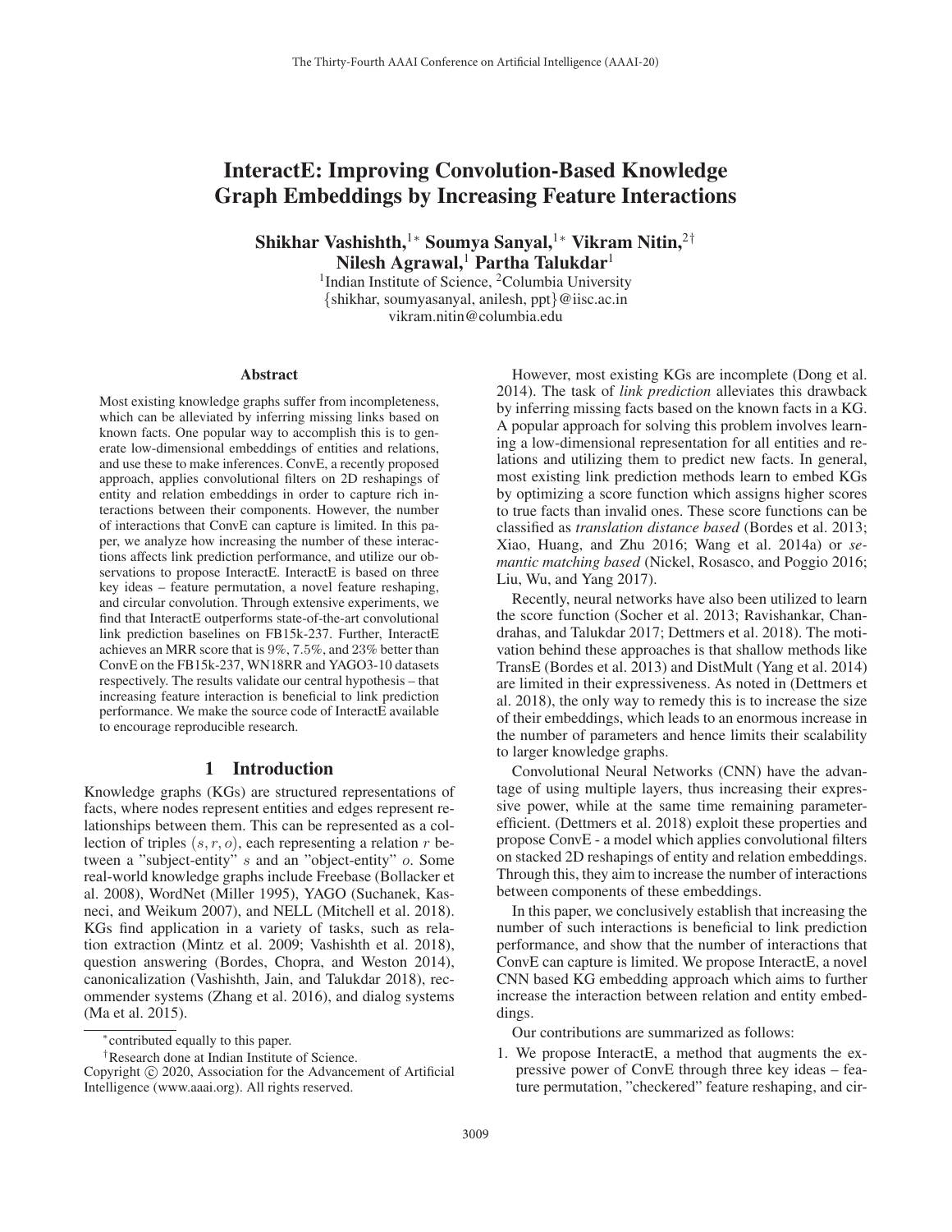# InteractE: Improving Convolution-Based Knowledge Graph Embeddings by Increasing Feature Interactions

**Shikhar Vashishth,[1*] Soumya Sanyal,[1*] Vikram Nitin,[2†] Nilesh Agrawal,[1] Partha Talukdar[1]**

[1]Indian Institute of Science, [2]Columbia University
{shikhar, soumyasanyal, anilesh, ppt}@iisc.ac.in
vikram.nitin@columbia.edu

## Abstract

Most existing knowledge graphs suffer from incompleteness, which can be alleviated by inferring missing links based on known facts. One popular way to accomplish this is to generate low-dimensional embeddings of entities and relations, and use these to make inferences. ConvE, a recently proposed approach, applies convolutional filters on 2D reshapings of entity and relation embeddings in order to capture rich interactions between their components. However, the number of interactions that ConvE can capture is limited. In this paper, we analyze how increasing the number of these interactions affects link prediction performance, and utilize our observations to propose InteractE. InteractE is based on three key ideas – feature permutation, a novel feature reshaping, and circular convolution. Through extensive experiments, we find that InteractE outperforms state-of-the-art convolutional link prediction baselines on FB15k-237. Further, InteractE achieves an MRR score that is 9%, 7.5%, and 23% better than ConvE on the FB15k-237, WN18RR and YAGO3-10 datasets respectively. The results validate our central hypothesis – that increasing feature interaction is beneficial to link prediction performance. We make the source code of InteractE available to encourage reproducible research.

## 1 Introduction

Knowledge graphs (KGs) are structured representations of facts, where nodes represent entities and edges represent relationships between them. This can be represented as a collection of triples $(s, r, o)$, each representing a relation $r$ between a "subject-entity" $s$ and an "object-entity" $o$. Some real-world knowledge graphs include Freebase (Bollacker et al. 2008), WordNet (Miller 1995), YAGO (Suchanek, Kasneci, and Weikum 2007), and NELL (Mitchell et al. 2018). KGs find application in a variety of tasks, such as relation extraction (Mintz et al. 2009; Vashishth et al. 2018), question answering (Bordes, Chopra, and Weston 2014), canonicalization (Vashishth, Jain, and Talukdar 2018), recommender systems (Zhang et al. 2016), and dialog systems (Ma et al. 2015).

However, most existing KGs are incomplete (Dong et al. 2014). The task of *link prediction* alleviates this drawback by inferring missing facts based on the known facts in a KG. A popular approach for solving this problem involves learning a low-dimensional representation for all entities and relations and utilizing them to predict new facts. In general, most existing link prediction methods learn to embed KGs by optimizing a score function which assigns higher scores to true facts than invalid ones. These score functions can be classified as *translation distance based* (Bordes et al. 2013; Xiao, Huang, and Zhu 2016; Wang et al. 2014a) or *semantic matching based* (Nickel, Rosasco, and Poggio 2016; Liu, Wu, and Yang 2017).

Recently, neural networks have also been utilized to learn the score function (Socher et al. 2013; Ravishankar, Chandrahas, and Talukdar 2017; Dettmers et al. 2018). The motivation behind these approaches is that shallow methods like TransE (Bordes et al. 2013) and DistMult (Yang et al. 2014) are limited in their expressiveness. As noted in (Dettmers et al. 2018), the only way to remedy this is to increase the size of their embeddings, which leads to an enormous increase in the number of parameters and hence limits their scalability to larger knowledge graphs.

Convolutional Neural Networks (CNN) have the advantage of using multiple layers, thus increasing their expressive power, while at the same time remaining parameter-efficient. (Dettmers et al. 2018) exploit these properties and propose ConvE - a model which applies convolutional filters on stacked 2D reshapings of entity and relation embeddings. Through this, they aim to increase the number of interactions between components of these embeddings.

In this paper, we conclusively establish that increasing the number of such interactions is beneficial to link prediction performance, and show that the number of interactions that ConvE can capture is limited. We propose InteractE, a novel CNN based KG embedding approach which aims to further increase the interaction between relation and entity embeddings.

Our contributions are summarized as follows:

1. We propose InteractE, a method that augments the expressive power of ConvE through three key ideas – feature permutation, "checkered" feature reshaping, and cir-

[*]contributed equally to this paper.

[†]Research done at Indian Institute of Science.

Copyright © 2020, Association for the Advancement of Artificial Intelligence (www.aaai.org). All rights reserved.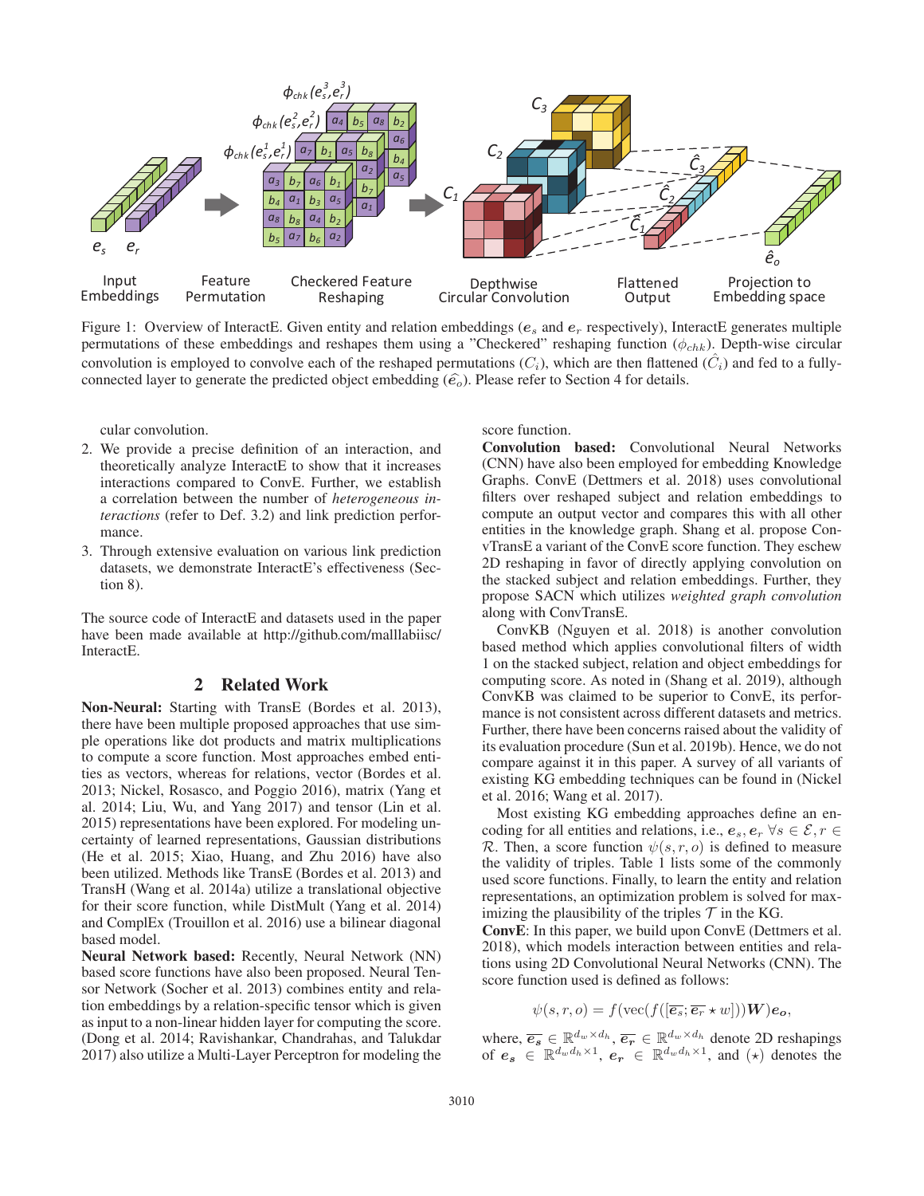Figure 1: Overview of InteractE. Given entity and relation embeddings ($\boldsymbol{e}_s$ and $\boldsymbol{e}_r$ respectively), InteractE generates multiple permutations of these embeddings and reshapes them using a "Checkered" reshaping function ($\phi_{chk}$). Depth-wise circular convolution is employed to convolve each of the reshaped permutations ($C_i$), which are then flattened ($\hat{C}_i$) and fed to a fully-connected layer to generate the predicted object embedding ($\widehat{\boldsymbol{e}}_o$). Please refer to Section 4 for details.

cular convolution.

2. We provide a precise definition of an interaction, and theoretically analyze InteractE to show that it increases interactions compared to ConvE. Further, we establish a correlation between the number of *heterogeneous interactions* (refer to Def. 3.2) and link prediction performance.
3. Through extensive evaluation on various link prediction datasets, we demonstrate InteractE's effectiveness (Section 8).

The source code of InteractE and datasets used in the paper have been made available at http://github.com/malllabiisc/InteractE.

## 2 Related Work

**Non-Neural:** Starting with TransE (Bordes et al. 2013), there have been multiple proposed approaches that use simple operations like dot products and matrix multiplications to compute a score function. Most approaches embed entities as vectors, whereas for relations, vector (Bordes et al. 2013; Nickel, Rosasco, and Poggio 2016), matrix (Yang et al. 2014; Liu, Wu, and Yang 2017) and tensor (Lin et al. 2015) representations have been explored. For modeling uncertainty of learned representations, Gaussian distributions (He et al. 2015; Xiao, Huang, and Zhu 2016) have also been utilized. Methods like TransE (Bordes et al. 2013) and TransH (Wang et al. 2014a) utilize a translational objective for their score function, while DistMult (Yang et al. 2014) and ComplEx (Trouillon et al. 2016) use a bilinear diagonal based model.

**Neural Network based:** Recently, Neural Network (NN) based score functions have also been proposed. Neural Tensor Network (Socher et al. 2013) combines entity and relation embeddings by a relation-specific tensor which is given as input to a non-linear hidden layer for computing the score. (Dong et al. 2014; Ravishankar, Chandrahas, and Talukdar 2017) also utilize a Multi-Layer Perceptron for modeling the score function.

**Convolution based:** Convolutional Neural Networks (CNN) have also been employed for embedding Knowledge Graphs. ConvE (Dettmers et al. 2018) uses convolutional filters over reshaped subject and relation embeddings to compute an output vector and compares this with all other entities in the knowledge graph. Shang et al. propose ConvTransE a variant of the ConvE score function. They eschew 2D reshaping in favor of directly applying convolution on the stacked subject and relation embeddings. Further, they propose SACN which utilizes *weighted graph convolution* along with ConvTransE.

ConvKB (Nguyen et al. 2018) is another convolution based method which applies convolutional filters of width 1 on the stacked subject, relation and object embeddings for computing score. As noted in (Shang et al. 2019), although ConvKB was claimed to be superior to ConvE, its performance is not consistent across different datasets and metrics. Further, there have been concerns raised about the validity of its evaluation procedure (Sun et al. 2019b). Hence, we do not compare against it in this paper. A survey of all variants of existing KG embedding techniques can be found in (Nickel et al. 2016; Wang et al. 2017).

Most existing KG embedding approaches define an encoding for all entities and relations, i.e., $\boldsymbol{e}_s, \boldsymbol{e}_r \ \forall s \in \mathcal{E}, r \in \mathcal{R}$. Then, a score function $\psi(s, r, o)$ is defined to measure the validity of triples. Table 1 lists some of the commonly used score functions. Finally, to learn the entity and relation representations, an optimization problem is solved for maximizing the plausibility of the triples $\mathcal{T}$ in the KG.

**ConvE**: In this paper, we build upon ConvE (Dettmers et al. 2018), which models interaction between entities and relations using 2D Convolutional Neural Networks (CNN). The score function used is defined as follows:

$$\psi(s, r, o) = f(\text{vec}(f([\overline{\boldsymbol{e_s}}; \overline{\boldsymbol{e_r}} \star w]))\boldsymbol{W})\boldsymbol{e_o},$$

where, $\overline{\boldsymbol{e_s}} \in \mathbb{R}^{d_w \times d_h}$, $\overline{\boldsymbol{e_r}} \in \mathbb{R}^{d_w \times d_h}$ denote 2D reshapings of $\boldsymbol{e_s} \in \mathbb{R}^{d_w d_h \times 1}$, $\boldsymbol{e_r} \in \mathbb{R}^{d_w d_h \times 1}$, and $(\star)$ denotes the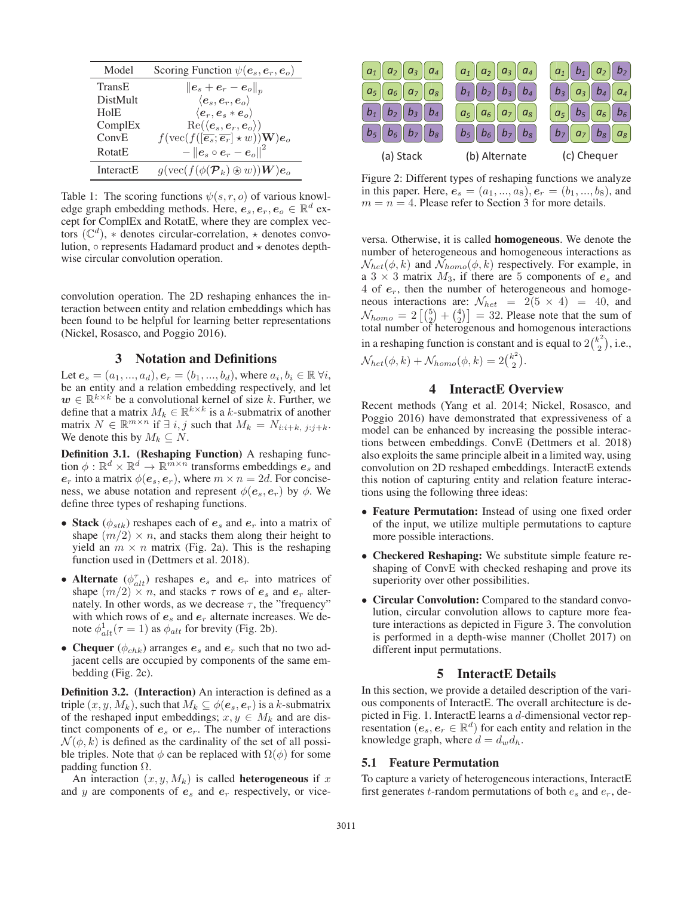| Model | Scoring Function $\psi(\boldsymbol{e}_s, \boldsymbol{e}_r, \boldsymbol{e}_o)$ |
|---|---|
| TransE | $\|\boldsymbol{e}_s + \boldsymbol{e}_r - \boldsymbol{e}_o\|_p$ |
| DistMult | $\langle \boldsymbol{e}_s, \boldsymbol{e}_r, \boldsymbol{e}_o \rangle$ |
| HolE | $\langle \boldsymbol{e}_r, \boldsymbol{e}_s * \boldsymbol{e}_o \rangle$ |
| ComplEx | $\mathrm{Re}(\langle \boldsymbol{e}_s, \boldsymbol{e}_r, \boldsymbol{e}_o \rangle)$ |
| ConvE | $f(\mathrm{vec}(f([\overline{\boldsymbol{e}_s}; \overline{\boldsymbol{e}_r}] \star w))\mathbf{W})\boldsymbol{e}_o$ |
| RotatE | $-\|\boldsymbol{e}_s \circ \boldsymbol{e}_r - \boldsymbol{e}_o\|^2$ |
| InteractE | $g(\mathrm{vec}(f(\phi(\mathcal{P}_k) \circledast w))\boldsymbol{W})\boldsymbol{e}_o$ |

Table 1: The scoring functions $\psi(s, r, o)$ of various knowledge graph embedding methods. Here, $\boldsymbol{e}_s, \boldsymbol{e}_r, \boldsymbol{e}_o \in \mathbb{R}^d$ except for ComplEx and RotatE, where they are complex vectors ($\mathbb{C}^d$), $*$ denotes circular-correlation, $\star$ denotes convolution, $\circ$ represents Hadamard product and $\circledast$ denotes depth-wise circular convolution operation.

convolution operation. The 2D reshaping enhances the interaction between entity and relation embeddings which has been found to be helpful for learning better representations (Nickel, Rosasco, and Poggio 2016).

## 3 Notation and Definitions

Let $\boldsymbol{e}_s = (a_1, ..., a_d), \boldsymbol{e}_r = (b_1, ..., b_d)$, where $a_i, b_i \in \mathbb{R}\ \forall i$, be an entity and a relation embedding respectively, and let $\boldsymbol{w} \in \mathbb{R}^{k \times k}$ be a convolutional kernel of size $k$. Further, we define that a matrix $M_k \in \mathbb{R}^{k \times k}$ is a $k$-submatrix of another matrix $N \in \mathbb{R}^{m \times n}$ if $\exists\ i, j$ such that $M_k = N_{i:i+k,\ j:j+k}$. We denote this by $M_k \subseteq N$.

**Definition 3.1. (Reshaping Function)** A reshaping function $\phi : \mathbb{R}^d \times \mathbb{R}^d \rightarrow \mathbb{R}^{m \times n}$ transforms embeddings $\boldsymbol{e}_s$ and $\boldsymbol{e}_r$ into a matrix $\phi(\boldsymbol{e}_s, \boldsymbol{e}_r)$, where $m \times n = 2d$. For conciseness, we abuse notation and represent $\phi(\boldsymbol{e}_s, \boldsymbol{e}_r)$ by $\phi$. We define three types of reshaping functions.

- **Stack** ($\phi_{stk}$) reshapes each of $\boldsymbol{e}_s$ and $\boldsymbol{e}_r$ into a matrix of shape $(m/2) \times n$, and stacks them along their height to yield an $m \times n$ matrix (Fig. 2a). This is the reshaping function used in (Dettmers et al. 2018).
- **Alternate** ($\phi^{\tau}_{alt}$) reshapes $\boldsymbol{e}_s$ and $\boldsymbol{e}_r$ into matrices of shape $(m/2) \times n$, and stacks $\tau$ rows of $\boldsymbol{e}_s$ and $\boldsymbol{e}_r$ alternately. In other words, as we decrease $\tau$, the "frequency" with which rows of $\boldsymbol{e}_s$ and $\boldsymbol{e}_r$ alternate increases. We denote $\phi^{1}_{alt}(\tau = 1)$ as $\phi_{alt}$ for brevity (Fig. 2b).
- **Chequer** ($\phi_{chk}$) arranges $\boldsymbol{e}_s$ and $\boldsymbol{e}_r$ such that no two adjacent cells are occupied by components of the same embedding (Fig. 2c).

**Definition 3.2. (Interaction)** An interaction is defined as a triple $(x, y, M_k)$, such that $M_k \subseteq \phi(\boldsymbol{e}_s, \boldsymbol{e}_r)$ is a $k$-submatrix of the reshaped input embeddings; $x, y \in M_k$ and are distinct components of $\boldsymbol{e}_s$ or $\boldsymbol{e}_r$. The number of interactions $\mathcal{N}(\phi, k)$ is defined as the cardinality of the set of all possible triples. Note that $\phi$ can be replaced with $\Omega(\phi)$ for some padding function $\Omega$.

An interaction $(x, y, M_k)$ is called **heterogeneous** if $x$ and $y$ are components of $\boldsymbol{e}_s$ and $\boldsymbol{e}_r$ respectively, or vice-versa. Otherwise, it is called **homogeneous**. We denote the number of heterogeneous and homogeneous interactions as $\mathcal{N}_{het}(\phi, k)$ and $\mathcal{N}_{homo}(\phi, k)$ respectively. For example, in a $3 \times 3$ matrix $M_3$, if there are 5 components of $\boldsymbol{e}_s$ and 4 of $\boldsymbol{e}_r$, then the number of heterogeneous and homogeneous interactions are: $\mathcal{N}_{het} = 2(5 \times 4) = 40$, and $\mathcal{N}_{homo} = 2\left[\binom{5}{2} + \binom{4}{2}\right] = 32$. Please note that the sum of total number of heterogenous and homogenous interactions in a reshaping function is constant and is equal to $2\binom{k^2}{2}$, i.e., $\mathcal{N}_{het}(\phi, k) + \mathcal{N}_{homo}(\phi, k) = 2\binom{k^2}{2}$.

Figure 2: Different types of reshaping functions we analyze in this paper. Here, $\boldsymbol{e}_s = (a_1, ..., a_8)$, $\boldsymbol{e}_r = (b_1, ..., b_8)$, and $m = n = 4$. Please refer to Section 3 for more details.

## 4 InteractE Overview

Recent methods (Yang et al. 2014; Nickel, Rosasco, and Poggio 2016) have demonstrated that expressiveness of a model can be enhanced by increasing the possible interactions between embeddings. ConvE (Dettmers et al. 2018) also exploits the same principle albeit in a limited way, using convolution on 2D reshaped embeddings. InteractE extends this notion of capturing entity and relation feature interactions using the following three ideas:

- **Feature Permutation:** Instead of using one fixed order of the input, we utilize multiple permutations to capture more possible interactions.
- **Checkered Reshaping:** We substitute simple feature reshaping of ConvE with checked reshaping and prove its superiority over other possibilities.
- **Circular Convolution:** Compared to the standard convolution, circular convolution allows to capture more feature interactions as depicted in Figure 3. The convolution is performed in a depth-wise manner (Chollet 2017) on different input permutations.

## 5 InteractE Details

In this section, we provide a detailed description of the various components of InteractE. The overall architecture is depicted in Fig. 1. InteractE learns a $d$-dimensional vector representation ($\boldsymbol{e}_s, \boldsymbol{e}_r \in \mathbb{R}^d$) for each entity and relation in the knowledge graph, where $d = d_w d_h$.

### 5.1 Feature Permutation

To capture a variety of heterogeneous interactions, InteractE first generates $t$-random permutations of both $e_s$ and $e_r$, de-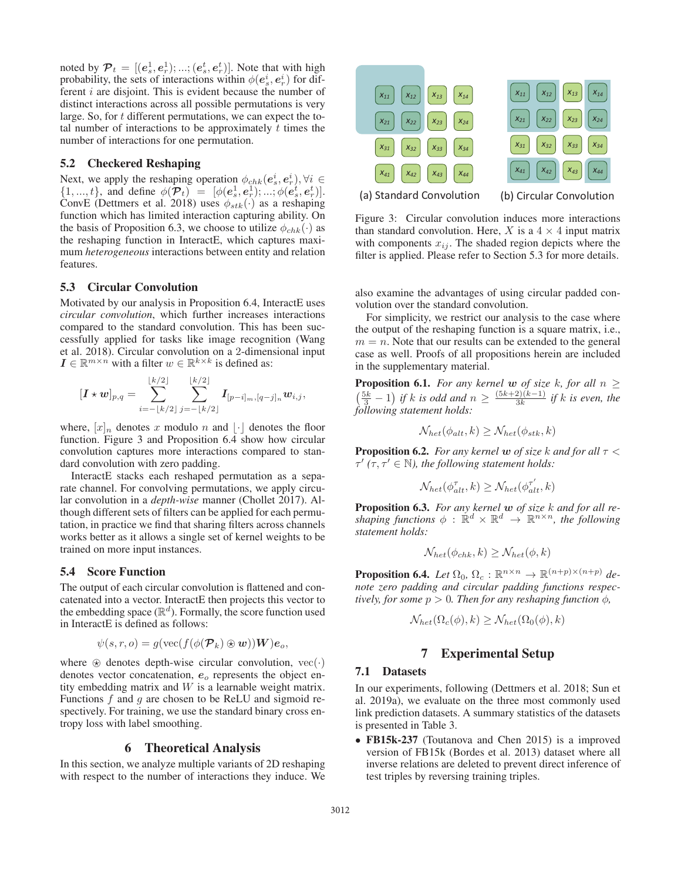noted by $\boldsymbol{\mathcal{P}}_t = [(\boldsymbol{e}_s^1, \boldsymbol{e}_r^1); ...; (\boldsymbol{e}_s^t, \boldsymbol{e}_r^t)]$. Note that with high probability, the sets of interactions within $\phi(\boldsymbol{e}_s^i, \boldsymbol{e}_r^i)$ for different $i$ are disjoint. This is evident because the number of distinct interactions across all possible permutations is very large. So, for $t$ different permutations, we can expect the total number of interactions to be approximately $t$ times the number of interactions for one permutation.

### 5.2 Checkered Reshaping

Next, we apply the reshaping operation $\phi_{chk}(\boldsymbol{e}_s^i, \boldsymbol{e}_r^i), \forall i \in \{1, ..., t\}$, and define $\phi(\boldsymbol{\mathcal{P}}_t) = [\phi(\boldsymbol{e}_s^1, \boldsymbol{e}_r^1); ...; \phi(\boldsymbol{e}_s^t, \boldsymbol{e}_r^t)]$. ConvE (Dettmers et al. 2018) uses $\phi_{stk}(\cdot)$ as a reshaping function which has limited interaction capturing ability. On the basis of Proposition 6.3, we choose to utilize $\phi_{chk}(\cdot)$ as the reshaping function in InteractE, which captures maximum *heterogeneous* interactions between entity and relation features.

### 5.3 Circular Convolution

Motivated by our analysis in Proposition 6.4, InteractE uses *circular convolution*, which further increases interactions compared to the standard convolution. This has been successfully applied for tasks like image recognition (Wang et al. 2018). Circular convolution on a 2-dimensional input $\boldsymbol{I} \in \mathbb{R}^{m \times n}$ with a filter $w \in \mathbb{R}^{k \times k}$ is defined as:

$$[\boldsymbol{I} \star \boldsymbol{w}]_{p,q} = \sum_{i=-\lfloor k/2 \rfloor}^{\lfloor k/2 \rfloor} \sum_{j=-\lfloor k/2 \rfloor}^{\lfloor k/2 \rfloor} \boldsymbol{I}_{[p-i]_m, [q-j]_n} \boldsymbol{w}_{i,j},$$

where, $[x]_n$ denotes $x$ modulo $n$ and $\lfloor \cdot \rfloor$ denotes the floor function. Figure 3 and Proposition 6.4 show how circular convolution captures more interactions compared to standard convolution with zero padding.

InteractE stacks each reshaped permutation as a separate channel. For convolving permutations, we apply circular convolution in a *depth-wise* manner (Chollet 2017). Although different sets of filters can be applied for each permutation, in practice we find that sharing filters across channels works better as it allows a single set of kernel weights to be trained on more input instances.

### 5.4 Score Function

The output of each circular convolution is flattened and concatenated into a vector. InteractE then projects this vector to the embedding space ($\mathbb{R}^d$). Formally, the score function used in InteractE is defined as follows:

$$\psi(s, r, o) = g(\text{vec}(f(\phi(\boldsymbol{\mathcal{P}}_k) \circledast \boldsymbol{w}))\boldsymbol{W})\boldsymbol{e}_o,$$

where $\circledast$ denotes depth-wise circular convolution, $\text{vec}(\cdot)$ denotes vector concatenation, $\boldsymbol{e}_o$ represents the object entity embedding matrix and $W$ is a learnable weight matrix. Functions $f$ and $g$ are chosen to be ReLU and sigmoid respectively. For training, we use the standard binary cross entropy loss with label smoothing.

## 6 Theoretical Analysis

In this section, we analyze multiple variants of 2D reshaping with respect to the number of interactions they induce. We also examine the advantages of using circular padded convolution over the standard convolution.

Figure 3: Circular convolution induces more interactions than standard convolution. Here, $X$ is a $4 \times 4$ input matrix with components $x_{ij}$. The shaded region depicts where the filter is applied. Please refer to Section 5.3 for more details.

For simplicity, we restrict our analysis to the case where the output of the reshaping function is a square matrix, i.e., $m = n$. Note that our results can be extended to the general case as well. Proofs of all propositions herein are included in the supplementary material.

**Proposition 6.1.** *For any kernel $\boldsymbol{w}$ of size $k$, for all $n \geq \left(\frac{5k}{3} - 1\right)$ if $k$ is odd and $n \geq \frac{(5k+2)(k-1)}{3k}$ if $k$ is even, the following statement holds:*

$$\mathcal{N}_{het}(\phi_{alt}, k) \geq \mathcal{N}_{het}(\phi_{stk}, k)$$

**Proposition 6.2.** *For any kernel $\boldsymbol{w}$ of size $k$ and for all $\tau < \tau'$ ($\tau, \tau' \in \mathbb{N}$), the following statement holds:*

$$\mathcal{N}_{het}(\phi_{alt}^{\tau}, k) \geq \mathcal{N}_{het}(\phi_{alt}^{\tau'}, k)$$

**Proposition 6.3.** *For any kernel $\boldsymbol{w}$ of size $k$ and for all reshaping functions $\phi : \mathbb{R}^d \times \mathbb{R}^d \rightarrow \mathbb{R}^{n \times n}$, the following statement holds:*

$$\mathcal{N}_{het}(\phi_{chk}, k) \geq \mathcal{N}_{het}(\phi, k)$$

**Proposition 6.4.** *Let $\Omega_0$, $\Omega_c : \mathbb{R}^{n \times n} \rightarrow \mathbb{R}^{(n+p) \times (n+p)}$ denote zero padding and circular padding functions respectively, for some $p > 0$. Then for any reshaping function $\phi$,*

$$\mathcal{N}_{het}(\Omega_c(\phi), k) \geq \mathcal{N}_{het}(\Omega_0(\phi), k)$$

## 7 Experimental Setup

### 7.1 Datasets

In our experiments, following (Dettmers et al. 2018; Sun et al. 2019a), we evaluate on the three most commonly used link prediction datasets. A summary statistics of the datasets is presented in Table 3.

- **FB15k-237** (Toutanova and Chen 2015) is a improved version of FB15k (Bordes et al. 2013) dataset where all inverse relations are deleted to prevent direct inference of test triples by reversing training triples.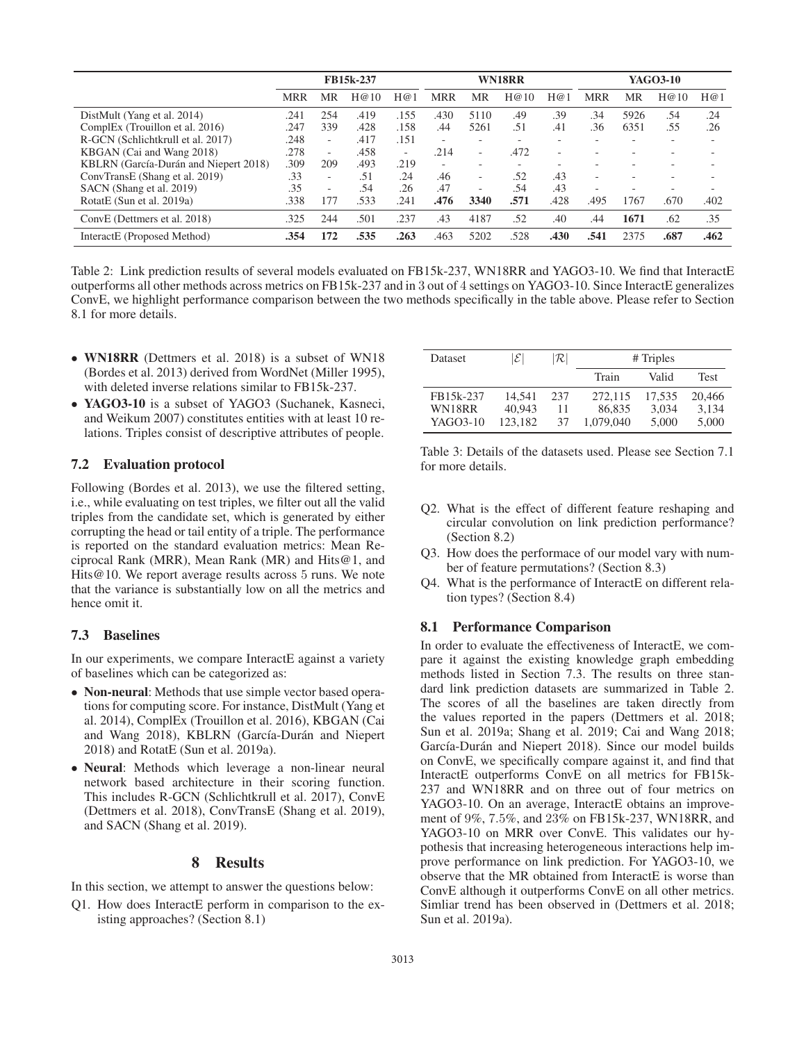| | FB15k-237 | | | | WN18RR | | | | YAGO3-10 | | | |
|---|---|---|---|---|---|---|---|---|---|---|---|---|
| | MRR | MR | H@10 | H@1 | MRR | MR | H@10 | H@1 | MRR | MR | H@10 | H@1 |
| DistMult (Yang et al. 2014) | .241 | 254 | .419 | .155 | .430 | 5110 | .49 | .39 | .34 | 5926 | .54 | .24 |
| ComplEx (Trouillon et al. 2016) | .247 | 339 | .428 | .158 | .44 | 5261 | .51 | .41 | .36 | 6351 | .55 | .26 |
| R-GCN (Schlichtkrull et al. 2017) | .248 | - | .417 | .151 | - | - | - | - | - | - | - | - |
| KBGAN (Cai and Wang 2018) | .278 | - | .458 | - | .214 | - | .472 | - | - | - | - | - |
| KBLRN (García-Durán and Niepert 2018) | .309 | 209 | .493 | .219 | - | - | - | - | - | - | - | - |
| ConvTransE (Shang et al. 2019) | .33 | - | .51 | .24 | .46 | - | .52 | .43 | - | - | - | - |
| SACN (Shang et al. 2019) | .35 | - | .54 | .26 | .47 | - | .54 | .43 | - | - | - | - |
| RotatE (Sun et al. 2019a) | .338 | 177 | .533 | .241 | **.476** | **3340** | **.571** | .428 | .495 | 1767 | .670 | .402 |
| ConvE (Dettmers et al. 2018) | .325 | 244 | .501 | .237 | .43 | 4187 | .52 | .40 | .44 | **1671** | .62 | .35 |
| InteractE (Proposed Method) | **.354** | **172** | **.535** | **.263** | .463 | 5202 | .528 | **.430** | **.541** | 2375 | **.687** | **.462** |

Table 2: Link prediction results of several models evaluated on FB15k-237, WN18RR and YAGO3-10. We find that InteractE outperforms all other methods across metrics on FB15k-237 and in 3 out of 4 settings on YAGO3-10. Since InteractE generalizes ConvE, we highlight performance comparison between the two methods specifically in the table above. Please refer to Section 8.1 for more details.

- **WN18RR** (Dettmers et al. 2018) is a subset of WN18 (Bordes et al. 2013) derived from WordNet (Miller 1995), with deleted inverse relations similar to FB15k-237.
- **YAGO3-10** is a subset of YAGO3 (Suchanek, Kasneci, and Weikum 2007) constitutes entities with at least 10 relations. Triples consist of descriptive attributes of people.

## 7.2 Evaluation protocol

Following (Bordes et al. 2013), we use the filtered setting, i.e., while evaluating on test triples, we filter out all the valid triples from the candidate set, which is generated by either corrupting the head or tail entity of a triple. The performance is reported on the standard evaluation metrics: Mean Reciprocal Rank (MRR), Mean Rank (MR) and Hits@1, and Hits@10. We report average results across 5 runs. We note that the variance is substantially low on all the metrics and hence omit it.

## 7.3 Baselines

In our experiments, we compare InteractE against a variety of baselines which can be categorized as:

- **Non-neural**: Methods that use simple vector based operations for computing score. For instance, DistMult (Yang et al. 2014), ComplEx (Trouillon et al. 2016), KBGAN (Cai and Wang 2018), KBLRN (García-Durán and Niepert 2018) and RotatE (Sun et al. 2019a).
- **Neural**: Methods which leverage a non-linear neural network based architecture in their scoring function. This includes R-GCN (Schlichtkrull et al. 2017), ConvE (Dettmers et al. 2018), ConvTransE (Shang et al. 2019), and SACN (Shang et al. 2019).

# 8 Results

In this section, we attempt to answer the questions below:

Q1. How does InteractE perform in comparison to the existing approaches? (Section 8.1)

| Dataset | $\|\mathcal{E}\|$ | $\|\mathcal{R}\|$ | # Triples | | |
|---|---|---|---|---|---|
| | | | Train | Valid | Test |
| FB15k-237 | 14,541 | 237 | 272,115 | 17,535 | 20,466 |
| WN18RR | 40,943 | 11 | 86,835 | 3,034 | 3,134 |
| YAGO3-10 | 123,182 | 37 | 1,079,040 | 5,000 | 5,000 |

Table 3: Details of the datasets used. Please see Section 7.1 for more details.

Q2. What is the effect of different feature reshaping and circular convolution on link prediction performance? (Section 8.2)

Q3. How does the performace of our model vary with number of feature permutations? (Section 8.3)

Q4. What is the performance of InteractE on different relation types? (Section 8.4)

## 8.1 Performance Comparison

In order to evaluate the effectiveness of InteractE, we compare it against the existing knowledge graph embedding methods listed in Section 7.3. The results on three standard link prediction datasets are summarized in Table 2. The scores of all the baselines are taken directly from the values reported in the papers (Dettmers et al. 2018; Sun et al. 2019a; Shang et al. 2019; Cai and Wang 2018; García-Durán and Niepert 2018). Since our model builds on ConvE, we specifically compare against it, and find that InteractE outperforms ConvE on all metrics for FB15k-237 and WN18RR and on three out of four metrics on YAGO3-10. On an average, InteractE obtains an improvement of 9%, 7.5%, and 23% on FB15k-237, WN18RR, and YAGO3-10 on MRR over ConvE. This validates our hypothesis that increasing heterogeneous interactions help improve performance on link prediction. For YAGO3-10, we observe that the MR obtained from InteractE is worse than ConvE although it outperforms ConvE on all other metrics. Simliar trend has been observed in (Dettmers et al. 2018; Sun et al. 2019a).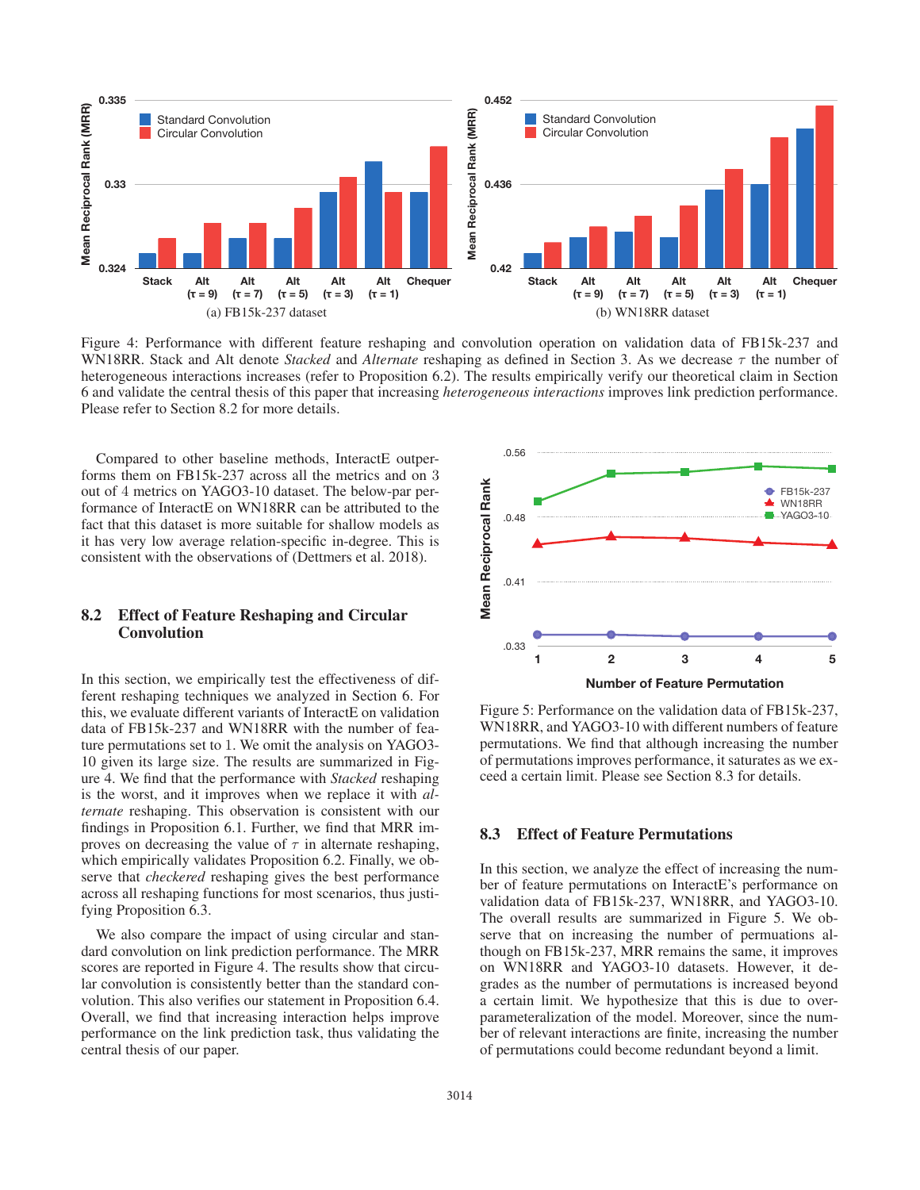Figure 4: Performance with different feature reshaping and convolution operation on validation data of FB15k-237 and WN18RR. Stack and Alt denote *Stacked* and *Alternate* reshaping as defined in Section 3. As we decrease $\tau$ the number of heterogeneous interactions increases (refer to Proposition 6.2). The results empirically verify our theoretical claim in Section 6 and validate the central thesis of this paper that increasing *heterogeneous interactions* improves link prediction performance. Please refer to Section 8.2 for more details.

Compared to other baseline methods, InteractE outperforms them on FB15k-237 across all the metrics and on 3 out of 4 metrics on YAGO3-10 dataset. The below-par performance of InteractE on WN18RR can be attributed to the fact that this dataset is more suitable for shallow models as it has very low average relation-specific in-degree. This is consistent with the observations of (Dettmers et al. 2018).

## 8.2 Effect of Feature Reshaping and Circular Convolution

In this section, we empirically test the effectiveness of different reshaping techniques we analyzed in Section 6. For this, we evaluate different variants of InteractE on validation data of FB15k-237 and WN18RR with the number of feature permutations set to 1. We omit the analysis on YAGO3-10 given its large size. The results are summarized in Figure 4. We find that the performance with *Stacked* reshaping is the worst, and it improves when we replace it with *alternate* reshaping. This observation is consistent with our findings in Proposition 6.1. Further, we find that MRR improves on decreasing the value of $\tau$ in alternate reshaping, which empirically validates Proposition 6.2. Finally, we observe that *checkered* reshaping gives the best performance across all reshaping functions for most scenarios, thus justifying Proposition 6.3.

We also compare the impact of using circular and standard convolution on link prediction performance. The MRR scores are reported in Figure 4. The results show that circular convolution is consistently better than the standard convolution. This also verifies our statement in Proposition 6.4. Overall, we find that increasing interaction helps improve performance on the link prediction task, thus validating the central thesis of our paper.

Figure 5: Performance on the validation data of FB15k-237, WN18RR, and YAGO3-10 with different numbers of feature permutations. We find that although increasing the number of permutations improves performance, it saturates as we exceed a certain limit. Please see Section 8.3 for details.

## 8.3 Effect of Feature Permutations

In this section, we analyze the effect of increasing the number of feature permutations on InteractE's performance on validation data of FB15k-237, WN18RR, and YAGO3-10. The overall results are summarized in Figure 5. We observe that on increasing the number of permutations although on FB15k-237, MRR remains the same, it improves on WN18RR and YAGO3-10 datasets. However, it degrades as the number of permutations is increased beyond a certain limit. We hypothesize that this is due to over-parameteralization of the model. Moreover, since the number of relevant interactions are finite, increasing the number of permutations could become redundant beyond a limit.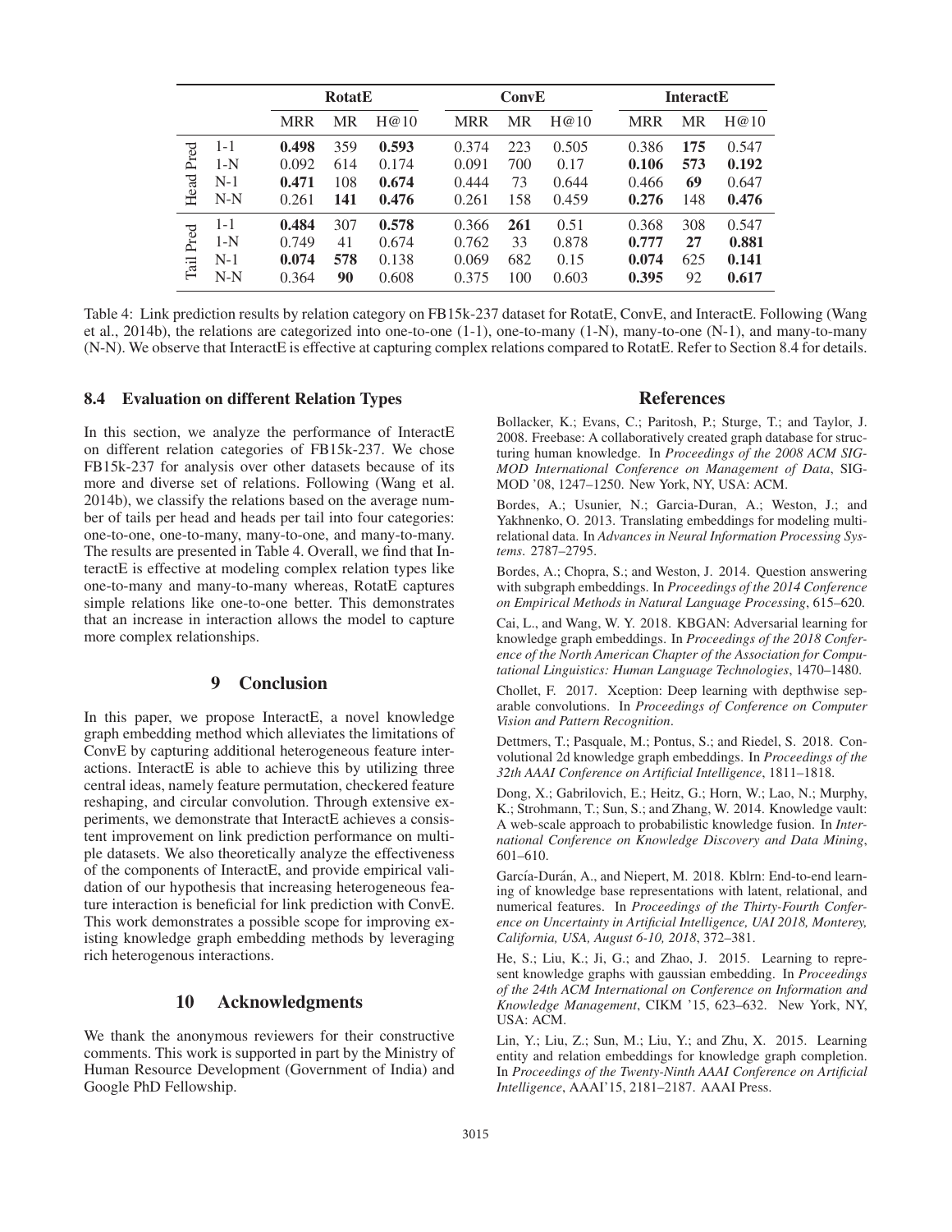| | | RotatE | | | ConvE | | | InteractE | | |
|---|---|---|---|---|---|---|---|---|---|---|
| | | MRR | MR | H@10 | MRR | MR | H@10 | MRR | MR | H@10 |
| Head Pred | 1-1 | **0.498** | 359 | **0.593** | 0.374 | 223 | 0.505 | 0.386 | **175** | 0.547 |
| | 1-N | 0.092 | 614 | 0.174 | 0.091 | 700 | 0.17 | **0.106** | **573** | **0.192** |
| | N-1 | **0.471** | 108 | **0.674** | 0.444 | 73 | 0.644 | 0.466 | **69** | 0.647 |
| | N-N | 0.261 | **141** | **0.476** | 0.261 | 158 | 0.459 | **0.276** | 148 | **0.476** |
| Tail Pred | 1-1 | **0.484** | 307 | **0.578** | 0.366 | **261** | 0.51 | 0.368 | 308 | 0.547 |
| | 1-N | 0.749 | 41 | 0.674 | 0.762 | 33 | 0.878 | **0.777** | **27** | **0.881** |
| | N-1 | **0.074** | **578** | 0.138 | 0.069 | 682 | 0.15 | **0.074** | 625 | **0.141** |
| | N-N | 0.364 | **90** | 0.608 | 0.375 | 100 | 0.603 | **0.395** | 92 | **0.617** |

Table 4: Link prediction results by relation category on FB15k-237 dataset for RotatE, ConvE, and InteractE. Following (Wang et al., 2014b), the relations are categorized into one-to-one (1-1), one-to-many (1-N), many-to-one (N-1), and many-to-many (N-N). We observe that InteractE is effective at capturing complex relations compared to RotatE. Refer to Section 8.4 for details.

### 8.4 Evaluation on different Relation Types

In this section, we analyze the performance of InteractE on different relation categories of FB15k-237. We chose FB15k-237 for analysis over other datasets because of its more and diverse set of relations. Following (Wang et al. 2014b), we classify the relations based on the average number of tails per head and heads per tail into four categories: one-to-one, one-to-many, many-to-one, and many-to-many. The results are presented in Table 4. Overall, we find that InteractE is effective at modeling complex relation types like one-to-many and many-to-many whereas, RotatE captures simple relations like one-to-one better. This demonstrates that an increase in interaction allows the model to capture more complex relationships.

## 9 Conclusion

In this paper, we propose InteractE, a novel knowledge graph embedding method which alleviates the limitations of ConvE by capturing additional heterogeneous feature interactions. InteractE is able to achieve this by utilizing three central ideas, namely feature permutation, checkered feature reshaping, and circular convolution. Through extensive experiments, we demonstrate that InteractE achieves a consistent improvement on link prediction performance on multiple datasets. We also theoretically analyze the effectiveness of the components of InteractE, and provide empirical validation of our hypothesis that increasing heterogeneous feature interaction is beneficial for link prediction with ConvE. This work demonstrates a possible scope for improving existing knowledge graph embedding methods by leveraging rich heterogenous interactions.

## 10 Acknowledgments

We thank the anonymous reviewers for their constructive comments. This work is supported in part by the Ministry of Human Resource Development (Government of India) and Google PhD Fellowship.

## References

Bollacker, K.; Evans, C.; Paritosh, P.; Sturge, T.; and Taylor, J. 2008. Freebase: A collaboratively created graph database for structuring human knowledge. In *Proceedings of the 2008 ACM SIGMOD International Conference on Management of Data*, SIGMOD '08, 1247–1250. New York, NY, USA: ACM.

Bordes, A.; Usunier, N.; Garcia-Duran, A.; Weston, J.; and Yakhnenko, O. 2013. Translating embeddings for modeling multi-relational data. In *Advances in Neural Information Processing Systems*. 2787–2795.

Bordes, A.; Chopra, S.; and Weston, J. 2014. Question answering with subgraph embeddings. In *Proceedings of the 2014 Conference on Empirical Methods in Natural Language Processing*, 615–620.

Cai, L., and Wang, W. Y. 2018. KBGAN: Adversarial learning for knowledge graph embeddings. In *Proceedings of the 2018 Conference of the North American Chapter of the Association for Computational Linguistics: Human Language Technologies*, 1470–1480.

Chollet, F. 2017. Xception: Deep learning with depthwise separable convolutions. In *Proceedings of Conference on Computer Vision and Pattern Recognition*.

Dettmers, T.; Pasquale, M.; Pontus, S.; and Riedel, S. 2018. Convolutional 2d knowledge graph embeddings. In *Proceedings of the 32th AAAI Conference on Artificial Intelligence*, 1811–1818.

Dong, X.; Gabrilovich, E.; Heitz, G.; Horn, W.; Lao, N.; Murphy, K.; Strohmann, T.; Sun, S.; and Zhang, W. 2014. Knowledge vault: A web-scale approach to probabilistic knowledge fusion. In *International Conference on Knowledge Discovery and Data Mining*, 601–610.

García-Durán, A., and Niepert, M. 2018. Kblrn: End-to-end learning of knowledge base representations with latent, relational, and numerical features. In *Proceedings of the Thirty-Fourth Conference on Uncertainty in Artificial Intelligence, UAI 2018, Monterey, California, USA, August 6-10, 2018*, 372–381.

He, S.; Liu, K.; Ji, G.; and Zhao, J. 2015. Learning to represent knowledge graphs with gaussian embedding. In *Proceedings of the 24th ACM International on Conference on Information and Knowledge Management*, CIKM '15, 623–632. New York, NY, USA: ACM.

Lin, Y.; Liu, Z.; Sun, M.; Liu, Y.; and Zhu, X. 2015. Learning entity and relation embeddings for knowledge graph completion. In *Proceedings of the Twenty-Ninth AAAI Conference on Artificial Intelligence*, AAAI'15, 2181–2187. AAAI Press.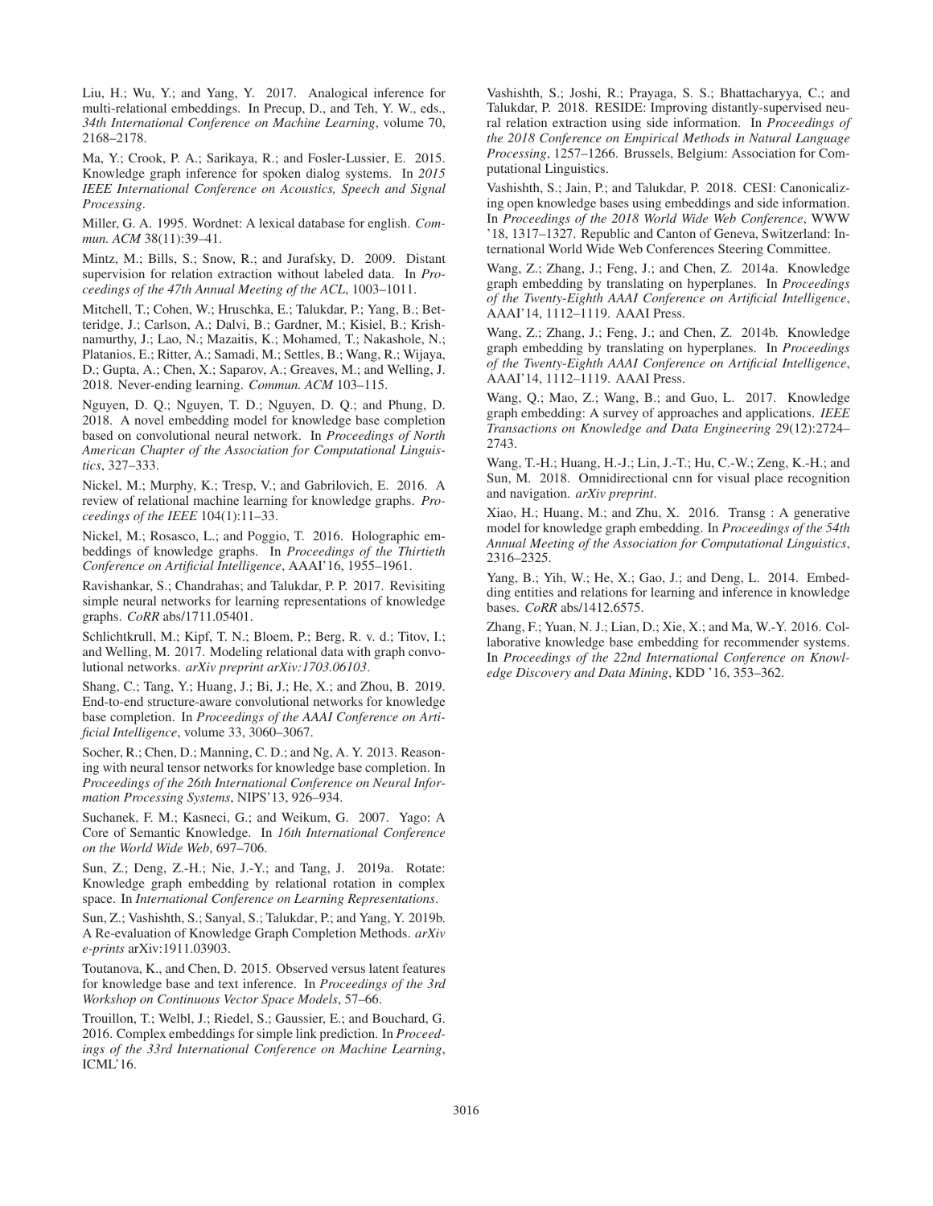Liu, H.; Wu, Y.; and Yang, Y. 2017. Analogical inference for multi-relational embeddings. In Precup, D., and Teh, Y. W., eds., *34th International Conference on Machine Learning*, volume 70, 2168–2178.

Ma, Y.; Crook, P. A.; Sarikaya, R.; and Fosler-Lussier, E. 2015. Knowledge graph inference for spoken dialog systems. In *2015 IEEE International Conference on Acoustics, Speech and Signal Processing*.

Miller, G. A. 1995. Wordnet: A lexical database for english. *Commun. ACM* 38(11):39–41.

Mintz, M.; Bills, S.; Snow, R.; and Jurafsky, D. 2009. Distant supervision for relation extraction without labeled data. In *Proceedings of the 47th Annual Meeting of the ACL*, 1003–1011.

Mitchell, T.; Cohen, W.; Hruschka, E.; Talukdar, P.; Yang, B.; Betteridge, J.; Carlson, A.; Dalvi, B.; Gardner, M.; Kisiel, B.; Krishnamurthy, J.; Lao, N.; Mazaitis, K.; Mohamed, T.; Nakashole, N.; Platanios, E.; Ritter, A.; Samadi, M.; Settles, B.; Wang, R.; Wijaya, D.; Gupta, A.; Chen, X.; Saparov, A.; Greaves, M.; and Welling, J. 2018. Never-ending learning. *Commun. ACM* 103–115.

Nguyen, D. Q.; Nguyen, T. D.; Nguyen, D. Q.; and Phung, D. 2018. A novel embedding model for knowledge base completion based on convolutional neural network. In *Proceedings of North American Chapter of the Association for Computational Linguistics*, 327–333.

Nickel, M.; Murphy, K.; Tresp, V.; and Gabrilovich, E. 2016. A review of relational machine learning for knowledge graphs. *Proceedings of the IEEE* 104(1):11–33.

Nickel, M.; Rosasco, L.; and Poggio, T. 2016. Holographic embeddings of knowledge graphs. In *Proceedings of the Thirtieth Conference on Artificial Intelligence*, AAAI'16, 1955–1961.

Ravishankar, S.; Chandrahas; and Talukdar, P. P. 2017. Revisiting simple neural networks for learning representations of knowledge graphs. *CoRR* abs/1711.05401.

Schlichtkrull, M.; Kipf, T. N.; Bloem, P.; Berg, R. v. d.; Titov, I.; and Welling, M. 2017. Modeling relational data with graph convolutional networks. *arXiv preprint arXiv:1703.06103*.

Shang, C.; Tang, Y.; Huang, J.; Bi, J.; He, X.; and Zhou, B. 2019. End-to-end structure-aware convolutional networks for knowledge base completion. In *Proceedings of the AAAI Conference on Artificial Intelligence*, volume 33, 3060–3067.

Socher, R.; Chen, D.; Manning, C. D.; and Ng, A. Y. 2013. Reasoning with neural tensor networks for knowledge base completion. In *Proceedings of the 26th International Conference on Neural Information Processing Systems*, NIPS'13, 926–934.

Suchanek, F. M.; Kasneci, G.; and Weikum, G. 2007. Yago: A Core of Semantic Knowledge. In *16th International Conference on the World Wide Web*, 697–706.

Sun, Z.; Deng, Z.-H.; Nie, J.-Y.; and Tang, J. 2019a. Rotate: Knowledge graph embedding by relational rotation in complex space. In *International Conference on Learning Representations*.

Sun, Z.; Vashishth, S.; Sanyal, S.; Talukdar, P.; and Yang, Y. 2019b. A Re-evaluation of Knowledge Graph Completion Methods. *arXiv e-prints* arXiv:1911.03903.

Toutanova, K., and Chen, D. 2015. Observed versus latent features for knowledge base and text inference. In *Proceedings of the 3rd Workshop on Continuous Vector Space Models*, 57–66.

Trouillon, T.; Welbl, J.; Riedel, S.; Gaussier, E.; and Bouchard, G. 2016. Complex embeddings for simple link prediction. In *Proceedings of the 33rd International Conference on Machine Learning*, ICML'16.

Vashishth, S.; Joshi, R.; Prayaga, S. S.; Bhattacharyya, C.; and Talukdar, P. 2018. RESIDE: Improving distantly-supervised neural relation extraction using side information. In *Proceedings of the 2018 Conference on Empirical Methods in Natural Language Processing*, 1257–1266. Brussels, Belgium: Association for Computational Linguistics.

Vashishth, S.; Jain, P.; and Talukdar, P. 2018. CESI: Canonicalizing open knowledge bases using embeddings and side information. In *Proceedings of the 2018 World Wide Web Conference*, WWW '18, 1317–1327. Republic and Canton of Geneva, Switzerland: International World Wide Web Conferences Steering Committee.

Wang, Z.; Zhang, J.; Feng, J.; and Chen, Z. 2014a. Knowledge graph embedding by translating on hyperplanes. In *Proceedings of the Twenty-Eighth AAAI Conference on Artificial Intelligence*, AAAI'14, 1112–1119. AAAI Press.

Wang, Z.; Zhang, J.; Feng, J.; and Chen, Z. 2014b. Knowledge graph embedding by translating on hyperplanes. In *Proceedings of the Twenty-Eighth AAAI Conference on Artificial Intelligence*, AAAI'14, 1112–1119. AAAI Press.

Wang, Q.; Mao, Z.; Wang, B.; and Guo, L. 2017. Knowledge graph embedding: A survey of approaches and applications. *IEEE Transactions on Knowledge and Data Engineering* 29(12):2724–2743.

Wang, T.-H.; Huang, H.-J.; Lin, J.-T.; Hu, C.-W.; Zeng, K.-H.; and Sun, M. 2018. Omnidirectional cnn for visual place recognition and navigation. *arXiv preprint*.

Xiao, H.; Huang, M.; and Zhu, X. 2016. Transg : A generative model for knowledge graph embedding. In *Proceedings of the 54th Annual Meeting of the Association for Computational Linguistics*, 2316–2325.

Yang, B.; Yih, W.; He, X.; Gao, J.; and Deng, L. 2014. Embedding entities and relations for learning and inference in knowledge bases. *CoRR* abs/1412.6575.

Zhang, F.; Yuan, N. J.; Lian, D.; Xie, X.; and Ma, W.-Y. 2016. Collaborative knowledge base embedding for recommender systems. In *Proceedings of the 22nd International Conference on Knowledge Discovery and Data Mining*, KDD '16, 353–362.